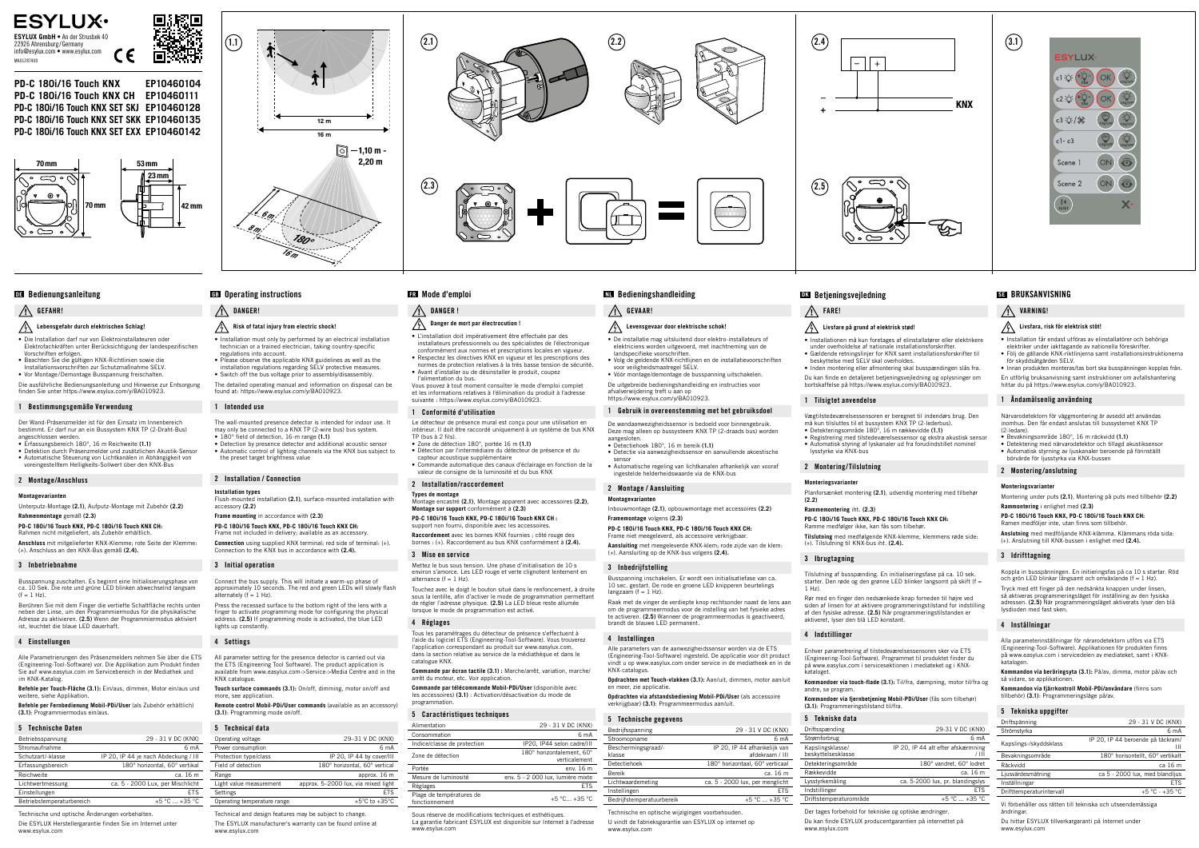# ESYLUX

ESYLUX GmbH • An der Strusbek 40
22926 Ahrensburg/Germany
info@esylux.com • www.esylux.com
MA01287400

**PD-C 180i/16 Touch KNX EP10460104**
**PD-C 180i/16 Touch KNX CH EP10460111**
**PD-C 180i/16 Touch KNX SET SKJ EP10460128**
**PD-C 180i/16 Touch KNX SET SKK EP10460135**
**PD-C 180i/16 Touch KNX SET EXX EP10460142**

70 mm, 70 mm, 53 mm, 23 mm, 42 mm

(1.1) 12 m, 16 m, 1,10 m - 2,20 m, 6 m, 8 m, 16 m, 180°

(2.1) (2.2) (2.3) (2.4) – + KNX (2.5)

(3.1) ESYLUX c1 OK, c2 OK, c3, c1 - c3, Scene 1 ON, Scene 2 ON

## DE Bedienungsanleitung

### GEFAHR!

**Lebensgefahr durch elektrischen Schlag!**

- Die Installation darf nur von Elektroinstallateuren oder Elektrofachkräften unter Berücksichtigung der landespezifischen Vorschriften erfolgen.
- Beachten Sie die gültigen KNX-Richtlinien sowie die Installationsvorschriften zur Schutzmaßnahme SELV.
- Vor Montage/Demontage Busspannung freischalten.

Die ausführliche Bedienungsanleitung und Hinweise zur Entsorgung finden Sie unter https://www.esylux.com/y/BA010923.

### 1 Bestimmungsgemäße Verwendung

Der Wand-Präsenzmelder ist für den Einsatz im Innenbereich bestimmt. Er darf nur an ein Bussystem KNX TP (2-Draht-Bus) angeschlossen werden.
- Erfassungsbereich 180°, 16 m Reichweite **(1.1)**
- Detektion durch Präsenzmelder und zusätzlichen Akustik-Sensor
- Automatische Steuerung von Lichtkanälen in Abhängigkeit von voreingestelltem Helligkeits-Sollwert über den KNX-Bus

### 2 Montage/Anschluss

**Montagevarianten**

Unterputz-Montage **(2.1)**, Aufputz-Montage mit Zubehör **(2.2)**

**Rahmenmontage** gemäß **(2.3)**

**PD-C 180i/16 Touch KNX, PD-C 180i/16 Touch KNX CH:**
Rahmen nicht mitgeliefert, als Zubehör erhältlich.

**Anschluss** mit mitgelieferter KNX-Klemme; rote Seite der Klemme: (+). Anschluss an den KNX-Bus gemäß **(2.4)**.

### 3 Inbetriebnahme

Busspannung zuschalten. Es beginnt eine Initialisierungsphase von ca. 10 Sek. Die rote und grüne LED blinken abwechselnd langsam (f = 1 Hz).

Berühren Sie mit dem Finger die vertiefte Schaltfläche rechts unten neben der Linse, um den Programmiermodus für die physikalische Adresse zu aktivieren. **(2.5)** Wenn der Programmiermodus aktiviert ist, leuchtet die blaue LED dauerhaft.

### 4 Einstellungen

Alle Parametrierungen des Präsenzmelders nehmen Sie über die ETS (Engineering-Tool-Software) vor. Die Applikation zum Produkt finden Sie auf www.esylux.com im Servicebereich in der Mediathek und im KNX-Katalog.

**Befehle per Touch-Fläche (3.1):** Ein/aus, dimmen, Motor ein/aus und weitere, siehe Applikation.

**Befehle per Fernbedienung Mobil-PDi/User** (als Zubehör erhältlich) **(3.1)**: Programmiermodus ein/aus.

### 5 Technische Daten

| | |
|---|---|
| Betriebsspannung | 29 - 31 V DC (KNX) |
| Stromaufnahme | 6 mA |
| Schutzart/-klasse | IP 20, IP 44 je nach Abdeckung / III |
| Erfassungsbereich | 180° horizontal, 60° vertikal |
| Reichweite | ca. 16 m |
| Lichtwertmessung | ca. 5 - 2000 Lux, per Mischlicht |
| Einstellungen | ETS |
| Betriebstemperaturbereich | +5 °C ... +35 °C |

Technische und optische Änderungen vorbehalten.

Die ESYLUX Herstellergarantie finden Sie im Internet unter www.esylux.com

## GB Operating instructions

### DANGER!

**Risk of fatal injury from electric shock!**

- Installation must only by performed by an electrical installation technician or a trained electrician, taking country-specific regulations into account.
- Please observe the applicable KNX guidelines as well as the installation regulations regarding SELV protective measures.
- Switch off the bus voltage prior to assembly/disassembly.

The detailed operating manual and information on disposal can be found at: https://www.esylux.com/y/BA010923.

### 1 Intended use

The wall-mounted presence detector is intended for indoor use. It may only be connected to a KNX TP (2-wire bus) bus system.
- 180° field of detection, 16-m range **(1.1)**
- Detection by presence detector and additional acoustic sensor
- Automatic control of lighting channels via the KNX bus subject to the preset target brightness value

### 2 Installation / Connection

**Installation types**

Flush-mounted installation **(2.1)**, surface-mounted installation with accessory **(2.2)**

**Frame mounting** in accordance with **(2.3)**

**PD-C 180i/16 Touch KNX, PD-C 180i/16 Touch KNX CH:**
Frame not included in delivery; available as an accessory.

**Connection** using supplied KNX terminal; red side of terminal: (+). Connection to the KNX bus in accordance with **(2.4)**.

### 3 Initial operation

Connect the bus supply. This will initiate a warm-up phase of approximately 10 seconds. The red and green LEDs will slowly flash alternately (f = 1 Hz).

Press the recessed surface to the bottom right of the lens with a finger to activate programming mode for configuring the physical address. **(2.5)** If programming mode is activated, the blue LED lights up constantly.

### 4 Settings

All parameter setting for the presence detector is carried out via the ETS (Engineering Tool Software). The product application is available from www.esylux.com->Service->Media Centre and in the KNX catalogue.

**Touch surface commands (3.1):** On/off, dimming, motor on/off and more, see application.

**Remote control Mobil-PDi/User commands** (available as an accessory) **(3.1)**: Programming mode on/off.

### 5 Technical data

| | |
|---|---|
| Operating voltage | 29–31 V DC (KNX) |
| Power consumption | 6 mA |
| Protection type/class | IP 20, IP 44 by cover/III |
| Field of detection | 180° horizontal, 60° vertical |
| Range | approx. 16 m |
| Light value measurement | approx. 5–2000 lux, via mixed light |
| Settings | ETS |
| Operating temperature range | +5°C to +35°C |

Technical and design features may be subject to change.

The ESYLUX manufacturer's warranty can be found online at www.esylux.com

## FR Mode d'emploi

### DANGER !

**Danger de mort par électrocution !**

- L'installation doit impérativement être effectuée par des installateurs professionnels ou des spécialistes de l'électronique conformément aux normes et prescriptions locales en vigueur.
- Respectez les directives KNX en vigueur et les prescriptions des normes de protection relatives à la très basse tension de sécurité.
- Avant d'installer ou de désinstaller le produit, coupez l'alimentation du bus.

Vous pouvez à tout moment consulter le mode d'emploi complet et les informations relatives à l'élimination du produit à l'adresse suivante : https://www.esylux.com/y/BA010923.

### 1 Conformité d'utilisation

Le détecteur de présence mural est conçu pour une utilisation en intérieur. Il doit être raccordé uniquement à un système de bus KNX TP (bus à 2 fils).
- Zone de détection 180°, portée 16 m **(1.1)**
- Détection par l'intermédiaire du détecteur de présence et du capteur acoustique supplémentaire
- Commande automatique des canaux d'éclairage en fonction de la valeur de consigne de la luminosité et du bus KNX

### 2 Installation/raccordement

**Types de montage**

Montage encastré **(2.1)**, Montage apparent avec accessoires **(2.2)**, **Montage sur support** conformément à **(2.3)**

**PD-C 180i/16 Touch KNX, PD-C 180i/16 Touch KNX CH :**
support non fourni, disponible avec les accessoires.

**Raccordement** avec les bornes KNX fournies ; côté rouge des bornes : (+). Raccordement au bus KNX conformément à **(2.4)**.

### 3 Mise en service

Mettez le bus sous tension. Une phase d'initialisation de 10 s environ s'amorce. Les LED rouge et verte clignotent lentement en alternance (f = 1 Hz).

Touchez avec le doigt le bouton situé dans le renfoncement, à droite sous la lentille, afin d'activer le mode de programmation permettant de régler l'adresse physique. **(2.5)** La LED bleue reste allumée lorsque le mode de programmation est activé.

### 4 Réglages

Tous les paramétrages du détecteur de présence s'effectuent à l'aide du logiciel ETS (Engineering-Tool-Software). Vous trouverez l'application correspondant au produit sur www.esylux.com, dans la section relative au service de la médiathèque et dans le catalogue KNX.

**Commande par écran tactile (3.1) :** Marche/arrêt, variation, marche/arrêt du moteur, etc. Voir application.

**Commande par télécommande Mobil-PDi/User** (disponible avec les accessoires) **(3.1)** : Activation/désactivation du mode de programmation.

### 5 Caractéristiques techniques

| | |
|---|---|
| Alimentation | 29 - 31 V DC (KNX) |
| Consommation | 6 mA |
| Indice/classe de protection | IP20, IP44 selon cadre/III |
| Zone de détection | 180° horizontalement, 60° verticalement |
| Portée | env. 16 m |
| Mesure de luminosité | env. 5 - 2 000 lux, lumière mixte |
| Réglages | ETS |
| Plage de températures de fonctionnement | +5 °C... +35 °C |

Sous réserve de modifications techniques et esthétiques.
La garantie fabricant ESYLUX est disponible sur Internet à l'adresse www.esylux.com

## NL Bedieningshandleiding

### GEVAAR!

**Levensgevaar door elektrische schok!**

- De installatie mag uitsluitend door elektro-installateurs of elektricien worden uitgevoerd, met inachtneming van de landspecifieke voorschriften.
- Volg de geldende KNX-richtlijnen en de installatievoorschriften voor veiligheidsmaatregel SELV.
- Vóór montage/demontage de busspanning uitschakelen.

De uitgebreide bedieningshandleiding en instructies voor afvalverwijdering treft u aan op https://www.esylux.com/y/BA010923.

### 1 Gebruik in overeenstemming met het gebruiksdoel

De wandaanwezigheidssensor is bedoeld voor binnengebruik. Deze mag alleen op bussysteem KNX TP (2-draads bus) worden aangesloten.
- Detectiehoek 180°, 16 m bereik **(1.1)**
- Detectie via aanwezigheidssensor en aanvullende akoestische sensor
- Automatische regeling van lichtkanalen afhankelijk van vooraf ingestelde helderheidswaarde via de KNX-bus

### 2 Montage / Aansluiting

**Montagevarianten**

Inbouwmontage **(2.1)**, opbouwmontage met accessoires **(2.2)**

**Framemontage** volgens **(2.3)**

**PD-C 180i/16 Touch KNX, PD-C 180i/16 Touch KNX CH:**
Frame niet meegeleverd, als accessoire verkrijgbaar.

**Aansluiting** met meegeleverde KNX-klem; rode zijde van de klem: (+). Aansluiting op de KNX-bus volgens **(2.4)**.

### 3 Inbedrijfstelling

Busspanning inschakelen. Er wordt een initialisatiefase van ca. 10 sec. gestart. De rode en groene LED knipperen beurtelings langzaam (f = 1 Hz).

Raak met de vinger de verdiepte knop rechtsonder naast de lens aan om de programmeermodus voor de instelling van het fysieke adres te activeren. **(2.5)** Wanneer de programmeermodus is geactiveerd, brandt de blauwe LED permanent.

### 4 Instellingen

Alle parameters van de aanwezigheidssensor worden via de ETS (Engineering-Tool-Software) ingesteld. De applicatie voor dit product vindt u op www.esylux.com onder service in de mediatheek en in de KNX-catalogus.

**Opdrachten met Touch-vlakken (3.1):** Aan/uit, dimmen, motor aan/uit en meer, zie applicatie.

**Opdrachten via afstandsbediening Mobil-PDi/User** (als accessoire verkrijgbaar) **(3.1)**: Programmeermodus aan/uit.

### 5 Technische gegevens

| | |
|---|---|
| Bedrijfsspanning | 29 - 31 V DC (KNX) |
| Stroomopname | 6 mA |
| Beschermingsgraad/-klasse | IP 20, IP 44 afhankelijk van afdekraam / III |
| Detectiehoek | 180° horizontaal, 60° verticaal |
| Bereik | ca. 16 m |
| Lichtwaardemeting | ca. 5 - 2000 lux, per mengLicht |
| Instellingen | ETS |
| Bedrijfstemperatuurbereik | +5 °C ... +35 °C |

Technische en optische wijzigingen voorbehouden.

U vindt de fabrieksgarantie van ESYLUX op internet op www.esylux.com

## DK Betjeningsvejledning

### FARE!

**Livsfare på grund af elektrisk stød!**

- Installationen må kun foretages af elinstallatører eller elektrikere under overholdelse af nationale installationsforskrifter.
- Gældende retningslinjer for KNX samt installationsforskrifter til beskyttelse med SELV skal overholdes.
- Inden montering eller afmontering skal busspændingen slås fra.

Du kan finde en detaljeret betjeningsvejledning og oplysninger om bortskaffelse på https://www.esylux.com/y/BA010923.

### 1 Tilsigtet anvendelse

Vægtilstedeværelsessensoren er beregnet til indendørs brug. Den må kun tilsluttes til et bussystem KNX TP (2-lederbus).
- Detekteringsområde 180°, 16 m rækkevidde **(1.1)**
- Registrering med tilstedeværelsessensor og ekstra akustisk sensor
- Automatisk styring af lyskanaler ud fra forudindstillet nominel lysstyrke via KNX-bus

### 2 Montering/Tilslutning

**Monteringsvarianter**

Planforsænket montering **(2.1)**, udvendig montering med tilbehør **(2.2)**

**Rammemontering** iht. **(2.3)**

**PD-C 180i/16 Touch KNX, PD-C 180i/16 Touch KNX CH:**
Ramme medfølger ikke, kan fås som tilbehør.

**Tilslutning** med medfølgende KNX-klemme, klemmens røde side: (+). Tilslutning til KNX-bus iht. **(2.4)**.

### 3 Ibrugtagning

Tilslutning af busspænding. En initialiseringsfase på ca. 10 sek. starter. Den røde og den grønne LED blinker langsomt på skift (f = 1 Hz).

Rør med en finger den nedsænkede knap forneden til højre ved siden af linsen for at aktivere programmeringstilstand for indstilling af den fysiske adresse. **(2.5)** Når programmeringstilstanden er aktiveret, lyser den blå LED konstant.

### 4 Indstillinger

Enhver parametrering af tilstedeværelsessensoren sker via ETS (Engineering-Tool-Software). Programmet til produktet finder du på www.esylux.com i servicesektionen i mediateket og i KNX-kataloget.

**Kommandoer via touch-flade (3.1):** Til/fra, dæmpning, motor til/fra og andre, se program.

**Kommandoer via fjernbetjening Mobil-PDi/User** (fås som tilbehør) **(3.1)**: Programmeringstilstand til/fra.

### 5 Tekniske data

| | |
|---|---|
| Driftspænding | 29-31 V DC (KNX) |
| Strømforbrug | 6 mA |
| Kapslingsklasse/ beskyttelsesklasse | IP 20, IP 44 alt efter afskærmning / III |
| Detekteringsområde | 180° vandret, 60° lodret |
| Rækkevidde | ca. 16 m |
| Lysstyrkemåling | ca. 5-2000 lux, pr. blandingslys |
| Indstillinger | ETS |
| Driftstemperaturområde | +5 °C ... +35 °C |

Der tages forbehold for tekniske og optiske ændringer.

Du kan finde ESYLUX producentgarantien på internettet på www.esylux.com

## SE BRUKSANVISNING

### VARNING!

**Livsfara, risk för elektrisk stöt!**

- Installation får endast utföras av elinstallatörer och behöriga elektriker under iakttagande av nationella föreskrifter.
- Följ de gällande KNX-riktlinjerna samt installationsinstruktionerna för skyddsåtgärden SELV.
- Innan produkten monteras/tas bort ska busspänningen kopplas från.

En utförlig bruksanvisning samt instruktioner om avfallshantering hittar du på https://www.esylux.com/y/BA010923.

### 1 Ändamålsenlig användning

Närvarodetektorn för väggmontering är avsedd att användas inomhus. Den får endast anslutas till bussystemet KNX TP (2-ledare).
- Bevakningsområde 180°, 16 m räckvidd **(1.1)**
- Detektering med närvarodetektor och tillagd akustiksensor
- Automatisk styrning av ljuskanaler beroende på förinställt börvärde för ljusstyrka via KNX-bussen

### 2 Montering/anslutning

**Monteringsvarianter**

Montering under puts **(2.1)**, Montering på puts med tillbehör **(2.2)**

**Rammontering** i enlighet med **(2.3)**

**PD-C 180i/16 Touch KNX, PD-C 180i/16 Touch KNX CH:**
Ramen medföljer inte, utan finns som tillbehör.

**Anslutning** med medföljande KNX-klämma. Klämmans röda sida: (+). Anslutning till KNX-bussen i enlighet med **(2.4)**.

### 3 Idrifttagning

Koppla in busspänningen. En initieringsfas på ca 10 s startar. Röd och grön LED blinkar långsamt och omväxlande (f = 1 Hz).

Tryck med ett finger på den nedsänkta knappen under linsen, så aktiveras programmeringsläget för inställning av den fysiska adressen. **(2.5)** När programmeringsläget aktiverats lyser den blå lysdioden med fast sken.

### 4 Inställningar

Alla parameterinställningar för närvarodetektorn utförs via ETS (Engineering-Tool-Software). Applikationen för produkten finns på www.esylux.com i servicedelen av mediateket, samt i KNX-katalogen.

**Kommandon via beröringsyta (3.1):** På/av, dimma, motor på/av och så vidare, se applikationen.

**Kommandon via fjärrkontroll Mobil-PDi/användare** (finns som tillbehör) **(3.1)**: Programmeringsläge på/av.

### 5 Tekniska uppgifter

| | |
|---|---|
| Driftspänning | 29 - 31 V DC (KNX) |
| Strömstyrka | 6 mA |
| Kapslings-/skyddsklass | IP 20, IP 44 beroende på täckram/ III |
| Bevakningsområde | 180° horisontellt, 60° vertikalt |
| Räckvidd | ca 16 m |
| Ljusvärdesmätning | ca 5 - 2000 lux, med blandljus |
| Inställningar | ETS |
| Drifttemperaturintervall | +5 °C - +35 °C |

Vi förbehåller oss rätten till tekniska och utseendemässiga ändringar.

Du hittar ESYLUX tillverkargaranti på Internet under www.esylux.com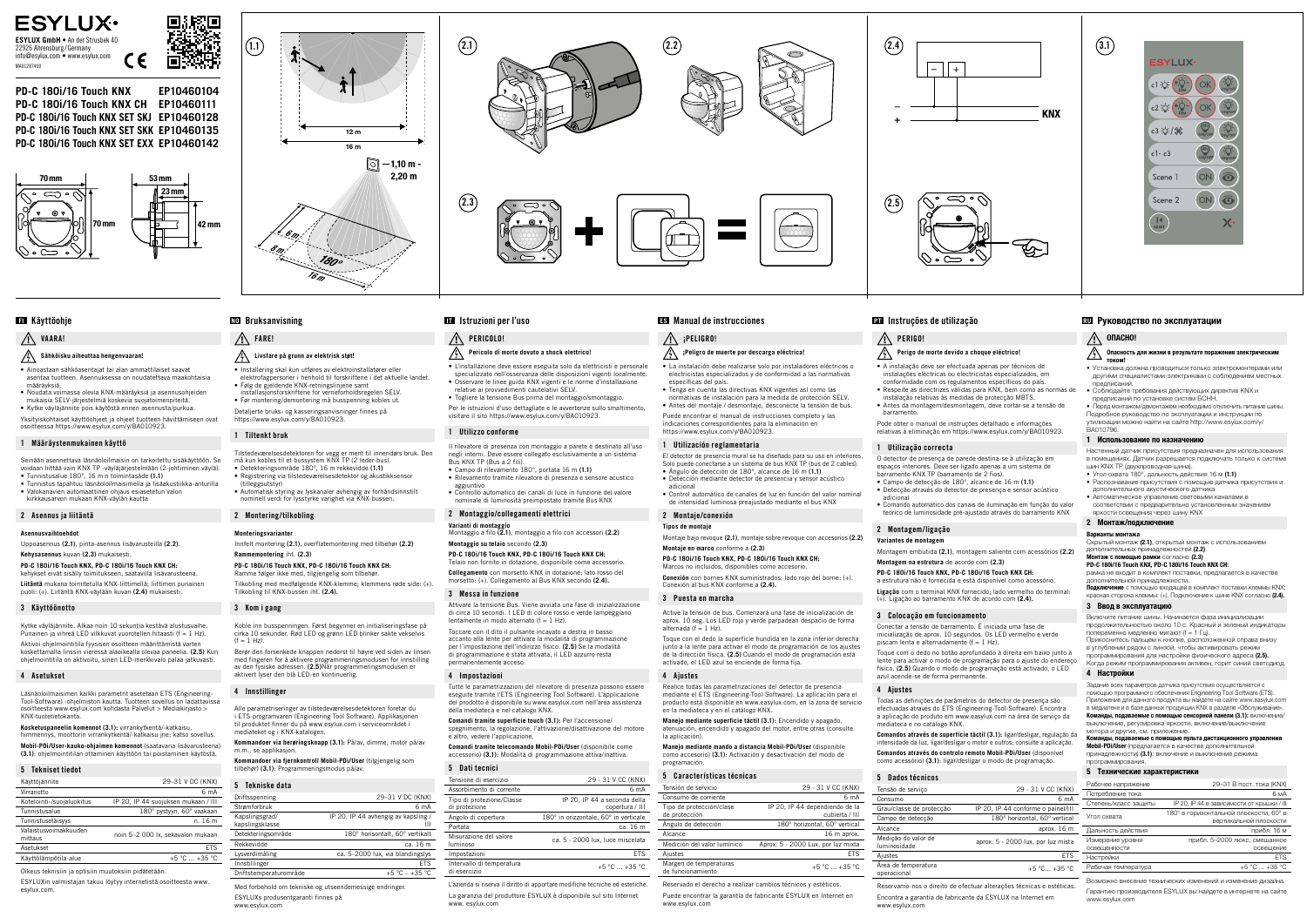**ESYLUX·**

ESYLUX GmbH • An der Strusbek 40
22926 Ahrensburg/Germany
info@esylux.com • www.esylux.com

MA01287400

# PD-C 180i/16 Touch KNX EP10460104
# PD-C 180i/16 Touch KNX CH EP10460111
# PD-C 180i/16 Touch KNX SET SKJ EP10460128
# PD-C 180i/16 Touch KNX SET SKK EP10460135
# PD-C 180i/16 Touch KNX SET EXX EP10460142

70 mm
70 mm
53 mm
23 mm
42 mm

(1.1)
12 m
16 m
1,10 m - 2,20 m
6 m
8 m
180°
16 m

(2.1) (2.2) (2.3) (2.4) (2.5)

KNX

(3.1)
ESYLUX
c1 OK
c2 OK
c3
c1 - c3
Scene 1 ON
Scene 2 ON

## FI Käyttöohje

### ⚠ VAARA!

**Sähköisku aiheuttaa hengenvaaran!**

- Ainoastaan sähköasentajat tai alan ammattilaiset saavat asentaa tuotteen. Asennuksessa on noudatettava maakohtaisia määräyksiä.
- Noudata voimassa olevia KNX-määräyksiä ja asennusohjeiden mukaisia SELV-järjestelmiä koskevia suojatoimenpiteitä.
- Kytke väyläjännite pois käytöstä ennen asennusta/purkua.

Yksityiskohtaiset käyttöohjeet ja ohjeet tuotteen hävittämiseen ovat osoitteessa https://www.esylux.com/y/BA010923.

### 1 Määräystenmukainen käyttö

Seinään asennettava läsnäoloilmaisin on tarkoitettu sisäkäyttöön. Se voidaan liittää vain KNX TP -väyläjärjestelmään (2-johtiminen väylä).
- Tunnistusalue 180°, 16 m:n toimintasäde **(1.1)**
- Tunnistus tapahtuu läsnäoloilmaisimella ja lisäakustiikka-anturilla
- Valokanavien automaattinen ohjaus esiasetetun valon kirkkausarvon mukaan KNX-väylän kautta

### 2 Asennus ja liitäntä

**Asennusvaihtoehdot**

Uppoasennus **(2.1)**, pinta-asennus lisävarusteilla **(2.2)**.

**Kehysasennus** kuvan **(2.3)** mukaisesti.

**PD-C 180i/16 Touch KNX, PD-C 180i/16 Touch KNX CH:** kehykset eivät sisälly toimitukseen, saatavilla lisävarusteena.

**Liitäntä** mukana toimitetulla KNX-liittimellä; liittimen punainen puoli: (+). Liitäntä KNX-väylään kuvan **(2.4)** mukaisesti.

### 3 Käyttöönotto

Kytke väyläjännite. Alkaa noin 10 sekuntia kestävä alustusvaihe. Punainen ja vihreä LED vilkkuvat vuorotellen hitaasti (f = 1 Hz).

Aktivoi ohjelmointitila fyysisen osoitteen määrittämistä varten koskettamalla linssin vieressä alaoikealla olevaa painetta. **(2.5)** Kun ohjelmointitila on aktivoitu, sinen LED-merkkivalo palaa jatkuvasti.

### 4 Asetukset

Läsnäoloilmaisimen kaikki parametrit asetetaan ETS (Engineering-Tool-Software) -ohjelmiston kautta. Tuotteen sovellus on ladattavissa osoitteesta www.esylux.com kohdasta Palvelut > Mediakirjasto > KNX-tuoteluettelo.

**Kosketuspaneelin komennot (3.1):** virrankytkentä/-katkaisu, himmennys, moottorin virrankytkentä/-katkaisu jne; katso sovellus.

**Mobil-PDi/User-kauko-ohjaimen komennot** (saatavana lisävarusteena) **(3.1)**: ohjelmointitilan ottaminen käyttöön tai poistaminen käytöstä.

### 5 Tekniset tiedot

| | |
|---|---|
| Käyttöjännite | 29–31 V DC (KNX) |
| Virranotto | 6 mA |
| Kotelointi-/suojaluokitus | IP 20, IP 44 suojuksen mukaan / III |
| Tunnistusalue | 180° pystyyn, 60° vaakaan |
| Tunnistusetäisyys | n. 16 m |
| Valaistusvoimakkuuden mittaus | noin 5–2 000 lx, sekavalon mukaan |
| Asetukset | ETS |
| Käyttölämpötila-alue | +5 °C ... +35 °C |

Oikeus teknisiin ja optisiin muutoksiin pidätetään.

ESYLUXin valmistajan takuu löytyy internetistä osoitteesta www.esylux.com.

## NO Bruksanvisning

### ⚠ FARE!

**Livsfare på grunn av elektrisk støt!**

- Installering skal kun utføres av elektroinstallatører eller elektrofagpersoner i henhold til forskriftene i det aktuelle landet.
- Følg de gjeldende KNX-retningslinjene samt installasjonsforskriftene for vernefforholdsregelen SELV.
- Før montering/demontering må busspenning kobles ut.

Detaljerte bruks- og kasseringsanvisninger finnes på https://www.esylux.com/y/BA010923.

### 1 Tiltenkt bruk

Tilstedeværelsesdetektoren for vegg er ment til innendørs bruk. Den må kun kobles til et bussystem KNX TP (2 leder-bus).
- Detekteringsområde 180°, 16 m rekkevidde **(1.1)**
- Registrering via tilstedeværelsesdetektor og akustikksensor (tilleggsutstyr)
- Automatisk styring av lyskanaler avhengig av forhåndsinnstilt nominell verdi for lysstyrke varighet via KNX-bussen.

### 2 Montering/tilkobling

**Monteringsvarianter**

Innfelt montering **(2.1)**, overflatemontering med tilbehør **(2.2)**

**Rammemontering** iht. **(2.3)**

**PD-C 180i/16 Touch KNX, PD-C 180i/16 Touch KNX CH:** Ramme følger ikke med, tilgjengelig som tilbehør.

Tilkobling med medfølgende KNX-klemme; klemmens røde side: (+). Tilkobling til KNX-bussen iht. **(2.4)**.

### 3 Kom i gang

Koble inn busspenningen. Først begynner en initialiseringsfase på cirka 10 sekunder. Rød LED og grønn LED blinker sakte vekselvis (f = 1 Hz).

Berør den forsenkede knappen nederst til høyre ved siden av linsen med fingeren for å aktivere programmeringsmodusen for innstilling av den fysiske adressen. **(2.5)**Når programmeringsmodusen er aktivert lyser den blå LED-en kontinuerlig.

### 4 Innstillinger

Alle parameterinnstillinger av tilstedeværelsesdetektoren foretar du i ETS-programvaren (Engineering Tool Software). Applikasjonen til produktet finner du på www.esylux.com i serviceområdet i mediateket og i KNX-katalogen.

**Kommandoer via berøringsknapp (3.1):** På/av, dimme, motor på/av m.m., se applikasjon.

**Kommandoer via fjernkontroll Mobil-PDi/User** (tilgjengelig som tilbehør) **(3.1)**: Programmeringsmodus på/av.

### 5 Tekniske data

| | |
|---|---|
| Driftsspenning | 29–31 V DC (KNX) |
| Strømforbruk | 6 mA |
| Kapslingsgrad/kapslingsklasse | IP 20, IP 44 avhengig av kapsling / III |
| Detekteringsområde | 180° horisontalt, 60° vertikalt |
| Rekkevidde | ca. 16 m |
| Lysverdimåling | ca. 5–2000 lux, via blandingslys |
| Innstillinger | ETS |
| Driftstemperaturområde | +5 °C – +35 °C |

Med forbehold om tekniske og utseendemessige endringer.

ESYLUXs produsentgaranti finnes på www.esylux.com

## IT Istruzioni per l'uso

### ⚠ PERICOLO!

**Pericolo di morte dovuto a shock elettrico!**

- L'installazione deve essere eseguita solo da elettricisti e personale specializzato nell'osservanza delle disposizioni vigenti localmente.
- Osservare le linee guida KNX vigenti e le norme d'installazione relative ai provvedimenti cautelativi SELV.
- Togliere la tensione Bus prima del montaggio/smontaggio.

Per le istruzioni d'uso dettagliate e le avvertenze sullo smaltimento, visitare il sito https://www.esylux.com/y/BA010923.

### 1 Utilizzo conforme

Il rilevatore di presenza con montaggio a parete è destinato all'uso negli interni. Deve essere collegato esclusivamente a un sistema Bus KNX TP (Bus a 2 fili).
- Campo di rilevamento 180°, portata 16 m **(1.1)**
- Rilevamento tramite rilevatore di presenza e sensore acustico aggiuntivo
- Controllo automatico dei canali di luce in funzione del valore nominale di luminosità preimpostato tramite Bus KNX

### 2 Montaggio/collegamenti elettrici

**Varianti di montaggio**
Montaggio a filo **(2.1)**, montaggio a filo con accessori **(2.2)**

**Montaggio su telaio** secondo **(2.3)**

**PD-C 180i/16 Touch KNX, PD-C 180i/16 Touch KNX CH:** Telaio non fornito in dotazione, disponibile come accessorio.

**Collegamento** con morsetto KNX in dotazione; lato rosso del morsetto: (+). Collegamento al Bus KNX secondo **(2.4)**.

### 3 Messa in funzione

Attivare la tensione Bus. Viene avviata una fase di inizializzazione di circa 10 secondi. I LED di colore rosso e verde lampeggiano lentamente in modo alternato (f = 1 Hz).

Toccare con il dito il pulsante incavato a destra in basso accanto alla lente per attivare la modalità di programmazione per l'impostazione dell'indirizzo fisico. **(2.5)** Se la modalità di programmazione è stata attivata, il LED azzurro resta permanentemente acceso.

### 4 Impostazioni

Tutte le parametrizzazioni del rilevatore di presenza possono essere eseguite tramite l'ETS (Engineering Tool Software). L'applicazione del prodotto è disponibile su www.esylux.com nell'area assistenza della mediateca e nel catalogo KNX.

**Comandi tramite superficie touch (3.1):** Per l'accensione/spegnimento, la regolazione, l'attivazione/disattivazione del motore e altro, vedere l'applicazione.

**Comandi tramite telecomando Mobil-PDi/User** (disponibile come accessorio) **(3.1)**: Modalità di programmazione attiva/inattiva.

### 5 Dati tecnici

| | |
|---|---|
| Tensione di esercizio | 29 - 31 V CC (KNX) |
| Assorbimento di corrente | 6 mA |
| Tipo di protezione/Classe di protezione | IP 20, IP 44 a seconda della copertura / III |
| Angolo di copertura | 180° in orizzontale, 60° in verticale |
| Portata | ca. 16 m |
| Misurazione del valore luminoso | ca. 5 - 2000 lux, luce miscelata |
| Impostazioni | ETS |
| Intervallo di temperatura di esercizio | +5 °C ... +35 °C |

L'azienda si riserva il diritto di apportare modifiche tecniche ed estetiche.

La garanzia del produttore ESYLUX è disponibile sul sito Internet www. esylux.com

## ES Manual de instrucciones

### ⚠ ¡PELIGRO!

**¡Peligro de muerte por descarga eléctrica!**

- La instalación debe realizarse solo por instaladores eléctricos o electricistas especializados y de conformidad a las normativas específicas del país.
- Tenga en cuenta las directivas KNX vigentes así como las normativas de instalación para la medida de protección SELV.
- Antes del montaje / desmontaje, desconecte la tensión de bus.

Puede encontrar el manual de instrucciones completo y las indicaciones correspondientes para la eliminación en https://www.esylux.com/y/BA010923.

### 1 Utilización reglamentaria

El detector de presencia mural se ha diseñado para su uso en interiores. Solo puede conectarse a un sistema de bus KNX TP (bus de 2 cables).
- Ángulo de detección de 180°, alcance de 16 m **(1.1)**
- Detección mediante detector de presencia y sensor acústico adicional
- Control automático de canales de luz en función del valor nominal de intensidad luminosa preajustado mediante el bus KNX

### 2 Montaje/conexión

**Tipos de montaje**

Montaje bajo revoque **(2.1)**, montaje sobre revoque con accesorios **(2.2)**

**Montaje en marco** conforme a **(2.3)**

**PD-C 180i/16 Touch KNX, PD-C 180i/16 Touch KNX CH:** Marcos no incluidos, disponibles como accesorio.

**Conexión** con bornes KNX suministrados; lado rojo del borne: (+). Conexión al bus KNX conforme a **(2.4)**.

### 3 Puesta en marcha

Active la tensión de bus. Comenzará una fase de inicialización de aprox. 10 seg. Los LED rojo y verde parpadean despacio de forma alternada (f = 1 Hz).

Toque con el dedo la superficie hundida en la zona inferior derecha junto a la lente para activar el modo de programación de los ajustes de la dirección física. **(2.5)** Cuando el modo de programación está activado, el LED azul se enciende de forma fija.

### 4 Ajustes

Realice todas las parametrizaciones del detector de presencia mediante el ETS (Engineering-Tool-Software). La aplicación para el producto está disponible en www.esylux.com, en la zona de servicio en la mediateca y en el catálogo KNX.

**Manejo mediante superficie táctil (3.1):** Encendido y apagado, atenuación, encendido y apagado del motor, entre otras (consulte la aplicación).

**Manejo mediante mando a distancia Mobil-PDi/User** (disponible como accesorio) **(3.1)**: Activación y desactivación del modo de programación.

### 5 Características técnicas

| | |
|---|---|
| Tensión de servicio | 29 - 31 V CC (KNX) |
| Consumo de corriente | 6 mA |
| Tipo de protección/clase de protección | IP 20, IP 44 dependiendo de la cubierta / III |
| Ángulo de detección | 180° horizontal, 60° vertical |
| Alcance | 16 m aprox. |
| Medición del valor lumínico | Aprox. 5 - 2000 Lux, por luz mixta |
| Ajustes | ETS |
| Margen de temperaturas de funcionamiento | +5 °C ... +35 °C |

Reservado el derecho a realizar cambios técnicos y estéticos.

Puede encontrar la garantía de fabricante ESYLUX en Internet en www.esylux.com

## PT Instruções de utilização

### ⚠ PERIGO!

**Perigo de morte devido a choque eléctrico!**

- A instalação deve ser efectuada apenas por técnicos de instalações eléctricas ou electricistas especializados, em conformidade com os regulamentos específicos do país.
- Respeite as directrizes válidas para KNX, bem como as normas de instalação relativas às medidas de protecção MBTS.
- Antes da montagem/desmontagem, deve cortar-se a tensão de barramento.

Pode obter o manual de instruções detalhado e informações relativas à eliminação em https://www.esylux.com/y/BA010923.

### 1 Utilização correcta

O detector de presença de parede destina-se à utilização em espaços interiores. Deve ser ligado apenas a um sistema de barramento KNX TP (barramento de 2 fios).
- Campo de detecção de 180°, alcance de 16 m **(1.1)**
- Detecção através do detector de presença e sensor acústico adicional
- Comando automático dos canais de iluminação em função do valor teórico de luminosidade pré-ajustado através do barramento KNX

### 2 Montagem/ligação

**Variantes de montagem**

Montagem embutida **(2.1)**, montagem saliente com acessórios **(2.2)**

**Montagem na estrutura** de acordo com **(2.3)**

**PD-C 180i/16 Touch KNX, PD-C 180i/16 Touch KNX CH:** a estrutura não é fornecida e está disponível como acessório.

**Ligação** com o terminal KNX fornecido; lado vermelho do terminal: (+). Ligação ao barramento KNX de acordo com **(2.4)**.

### 3 Colocação em funcionamento

Conectar a tensão de barramento. É iniciada uma fase de inicialização de aprox. 10 segundos. Os LED vermelho e verde piscam lenta e alternadamente (f = 1 Hz).

Toque com o dedo no botão aprofundado à direita em baixo junto à lente para activar o modo de programação para o ajuste do endereço físico. **(2.5)** Quando o modo de programação está activado, o LED azul acende-se de forma permanente.

### 4 Ajustes

Todas as definições de parâmetros do detector de presença são efectuadas através do ETS (Engineering-Tool-Software). Encontra a aplicação do produto em www.esylux.com na área de serviço da mediateca e no catálogo KNX.

**Comandos através de superfície táctil (3.1):** ligar/desligar, regulação da intensidade da luz, ligar/desligar o motor e outros; consulte a aplicação.

**Comandos através do controlo remoto Mobil-PDi/User** (disponível como acessório) **(3.1)**: ligar/desligar o modo de programação.

### 5 Dados técnicos

| | |
|---|---|
| Tensão de serviço | 29 - 31 V CC (KNX) |
| Consumo | 6 mA |
| Grau/classe de protecção | IP 20, IP 44 conforme o painel/III |
| Campo de detecção | 180° horizontal, 60° vertical |
| Alcance | aprox. 16 m |
| Medição do valor de luminosidade | aprox. 5 - 2000 lux, por luz mista |
| Ajustes | ETS |
| Área de temperatura operacional | +5 °C... +35 °C |

Reservamo-nos o direito de efectuar alterações técnicas e estéticas.

Encontra a garantia de fabricante da ESYLUX na Internet em www.esylux.com

## RU Руководство по эксплуатации

### ⚠ ОПАСНО!

**Опасность для жизни в результате поражения электрическим током!**

- Установка должна проводиться только электромонтерами или другими специалистами-электриками с соблюдением местных предписаний.
- Соблюдайте требования действующих директив KNX и предписаний по установке систем БСНН.
- Перед монтажом/демонтажем необходимо отключить питание шины.

Подробное руководство по эксплуатации и инструкции по утилизации можно найти на сайте http://www.esylux.com/y/BA010796.

### 1 Использование по назначению

Настенный датчик присутствия предназначен для использования в помещениях. Датчик разрешается подключать только к системе шин KNX TP (двухпроводная шина).
- Угол охвата 180°, дальность действия 16 м **(1.1)**
- Распознавание присутствия с помощью датчика присутствия и дополнительного акустического датчика
- Автоматическое управление световыми каналами в соответствии с предварительно установленным значением яркости освещения через шину KNX

### 2 Монтаж/подключение

**Варианты монтажа**
Скрытый монтаж **(2.1)**, открытый монтаж с использованием дополнительных принадлежностей **(2.2)**
**Монтаж с помощью рамки** согласно **(2.3)**
**PD-C 180i/16 Touch KNX, PD-C 180i/16 Touch KNX CH:** рамка не входит в комплект поставки, предлагается в качестве дополнительной принадлежности.
**Подключение** с помощью входящей в комплект поставки клеммы KNX; красная сторона клеммы: (+). Подключение к шине KNX согласно **(2.4)**.

### 3 Ввод в эксплуатацию

Включите питание шины. Начинается фаза инициализации продолжительностью около 10 с. Красный и зеленый индикаторы попеременно медленно мигают (f = 1 Гц).
Прикоснитесь пальцем к кнопке, расположенной справа внизу в углублении рядом с линзой, чтобы активировать режим программирования для настройки физического адреса **(2.5)**. Когда режим программирования активен, горит синий светодиод.

### 4 Настройки

Задание всех параметров датчика присутствия осуществляется с помощью программного обеспечения Engineering Tool Software (ETS). Приложение для данного продукта вы найдете на сайте www.esylux.com в медиатеке и в базе данных продукции KNX в разделе «Обслуживание».
**Команды, подаваемые с помощью сенсорной панели (3.1):** включение/выключение, регулировка яркости, включение/выключение мотора и другие, см. приложение.
**Команды, подаваемые с помощью пульта дистанционного управления Mobil-PDi/User** (предлагается в качестве дополнительной принадлежности) **(3.1)**: включение и выключение режима программирования.

### 5 Технические характеристики

| | |
|---|---|
| Рабочее напряжение | 29–31 В пост. тока (KNX) |
| Потребление тока | 6 мА |
| Степень/класс защиты | IP 20, IP 44 в зависимости от крышки / III |
| Угол охвата | 180° в горизонтальной плоскости, 60° в вертикальной плоскости |
| Дальность действия | прибл. 16 м |
| Измерение уровня освещенности | прибл. 5–2000 люкс, смешанное освещение |
| Настройки | ETS |
| Рабочая температура | +5 °C ... +35 °C |

Возможно внесение технических изменений и изменений дизайна.

Гарантию производителя ESYLUX вы найдете в интернете на сайте www.esylux.com